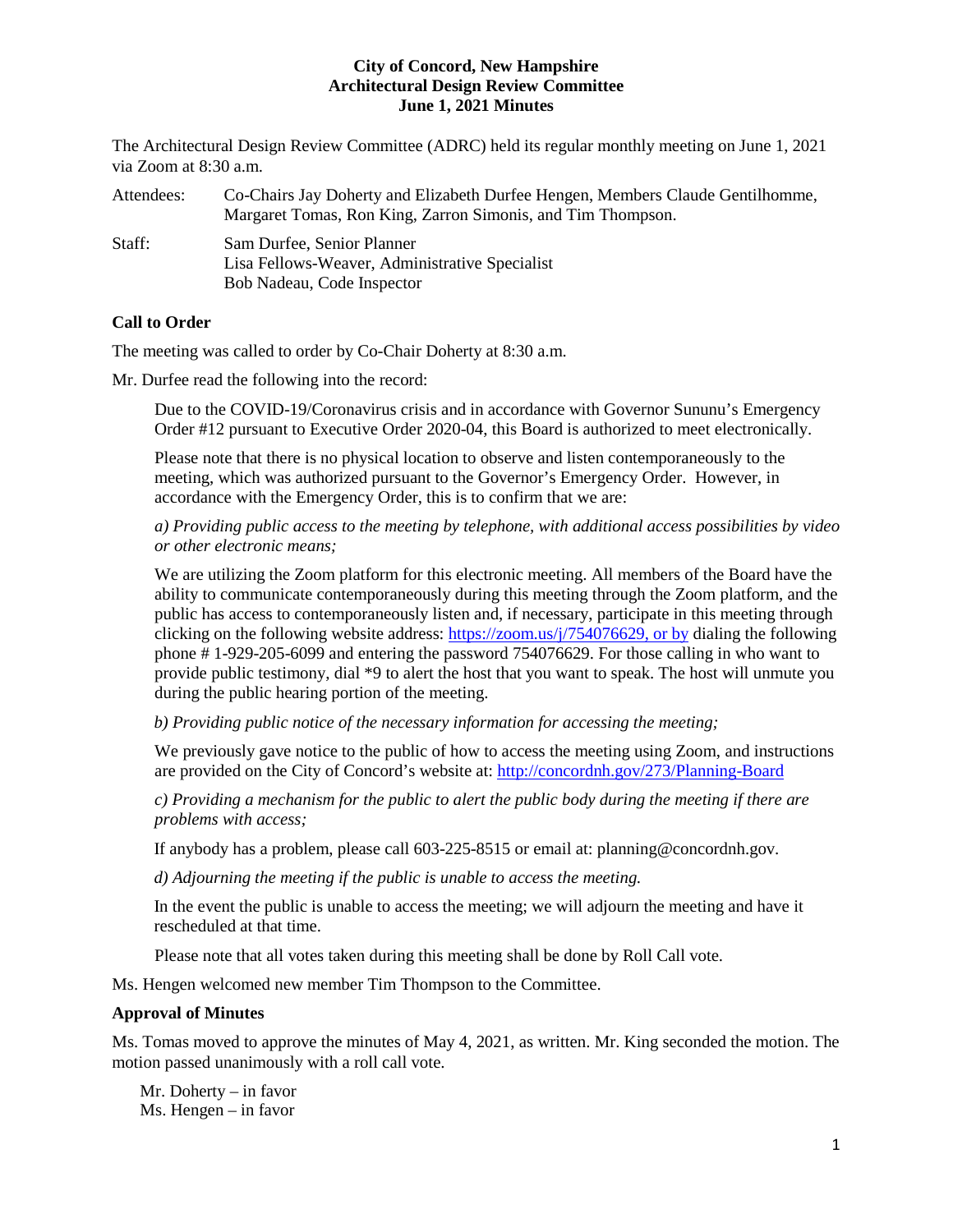**City of Concord, New Hampshire**
**Architectural Design Review Committee**
**June 1, 2021 Minutes**

The Architectural Design Review Committee (ADRC) held its regular monthly meeting on June 1, 2021 via Zoom at 8:30 a.m.

Attendees: Co-Chairs Jay Doherty and Elizabeth Durfee Hengen, Members Claude Gentilhomme, Margaret Tomas, Ron King, Zarron Simonis, and Tim Thompson.

Staff: Sam Durfee, Senior Planner
Lisa Fellows-Weaver, Administrative Specialist
Bob Nadeau, Code Inspector

## Call to Order

The meeting was called to order by Co-Chair Doherty at 8:30 a.m.

Mr. Durfee read the following into the record:

> Due to the COVID-19/Coronavirus crisis and in accordance with Governor Sununu's Emergency Order #12 pursuant to Executive Order 2020-04, this Board is authorized to meet electronically.
>
> Please note that there is no physical location to observe and listen contemporaneously to the meeting, which was authorized pursuant to the Governor's Emergency Order. However, in accordance with the Emergency Order, this is to confirm that we are:
>
> *a) Providing public access to the meeting by telephone, with additional access possibilities by video or other electronic means;*
>
> We are utilizing the Zoom platform for this electronic meeting. All members of the Board have the ability to communicate contemporaneously during this meeting through the Zoom platform, and the public has access to contemporaneously listen and, if necessary, participate in this meeting through clicking on the following website address: https://zoom.us/j/754076629, or by dialing the following phone # 1-929-205-6099 and entering the password 754076629. For those calling in who want to provide public testimony, dial *9 to alert the host that you want to speak. The host will unmute you during the public hearing portion of the meeting.
>
> *b) Providing public notice of the necessary information for accessing the meeting;*
>
> We previously gave notice to the public of how to access the meeting using Zoom, and instructions are provided on the City of Concord's website at: http://concordnh.gov/273/Planning-Board
>
> *c) Providing a mechanism for the public to alert the public body during the meeting if there are problems with access;*
>
> If anybody has a problem, please call 603-225-8515 or email at: planning@concordnh.gov.
>
> *d) Adjourning the meeting if the public is unable to access the meeting.*
>
> In the event the public is unable to access the meeting; we will adjourn the meeting and have it rescheduled at that time.
>
> Please note that all votes taken during this meeting shall be done by Roll Call vote.

Ms. Hengen welcomed new member Tim Thompson to the Committee.

## Approval of Minutes

Ms. Tomas moved to approve the minutes of May 4, 2021, as written. Mr. King seconded the motion. The motion passed unanimously with a roll call vote.

Mr. Doherty – in favor
Ms. Hengen – in favor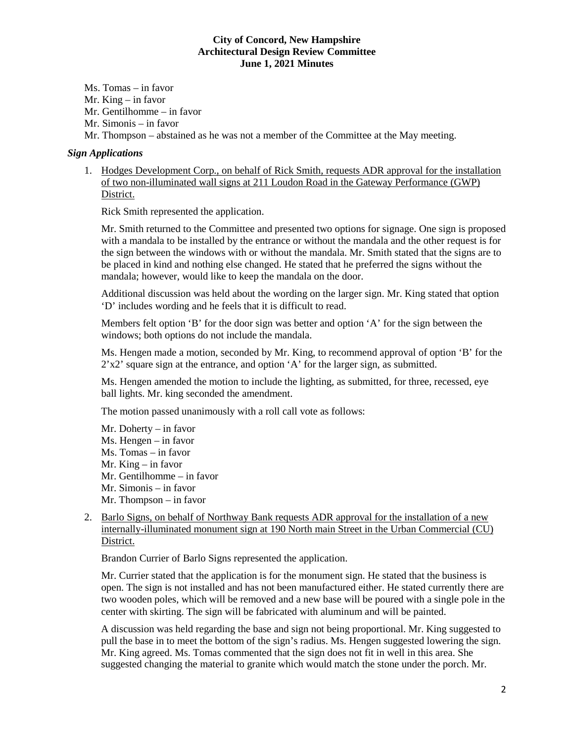Ms. Tomas – in favor
Mr. King – in favor
Mr. Gentilhomme – in favor
Mr. Simonis – in favor
Mr. Thompson – abstained as he was not a member of the Committee at the May meeting.

### *Sign Applications*

1. Hodges Development Corp., on behalf of Rick Smith, requests ADR approval for the installation of two non-illuminated wall signs at 211 Loudon Road in the Gateway Performance (GWP) District.

   Rick Smith represented the application.

   Mr. Smith returned to the Committee and presented two options for signage. One sign is proposed with a mandala to be installed by the entrance or without the mandala and the other request is for the sign between the windows with or without the mandala. Mr. Smith stated that the signs are to be placed in kind and nothing else changed. He stated that he preferred the signs without the mandala; however, would like to keep the mandala on the door.

   Additional discussion was held about the wording on the larger sign. Mr. King stated that option 'D' includes wording and he feels that it is difficult to read.

   Members felt option 'B' for the door sign was better and option 'A' for the sign between the windows; both options do not include the mandala.

   Ms. Hengen made a motion, seconded by Mr. King, to recommend approval of option 'B' for the 2'x2' square sign at the entrance, and option 'A' for the larger sign, as submitted.

   Ms. Hengen amended the motion to include the lighting, as submitted, for three, recessed, eye ball lights. Mr. king seconded the amendment.

   The motion passed unanimously with a roll call vote as follows:

   Mr. Doherty – in favor
   Ms. Hengen – in favor
   Ms. Tomas – in favor
   Mr. King – in favor
   Mr. Gentilhomme – in favor
   Mr. Simonis – in favor
   Mr. Thompson – in favor

2. Barlo Signs, on behalf of Northway Bank requests ADR approval for the installation of a new internally-illuminated monument sign at 190 North main Street in the Urban Commercial (CU) District.

   Brandon Currier of Barlo Signs represented the application.

   Mr. Currier stated that the application is for the monument sign. He stated that the business is open. The sign is not installed and has not been manufactured either. He stated currently there are two wooden poles, which will be removed and a new base will be poured with a single pole in the center with skirting. The sign will be fabricated with aluminum and will be painted.

   A discussion was held regarding the base and sign not being proportional. Mr. King suggested to pull the base in to meet the bottom of the sign's radius. Ms. Hengen suggested lowering the sign. Mr. King agreed. Ms. Tomas commented that the sign does not fit in well in this area. She suggested changing the material to granite which would match the stone under the porch. Mr.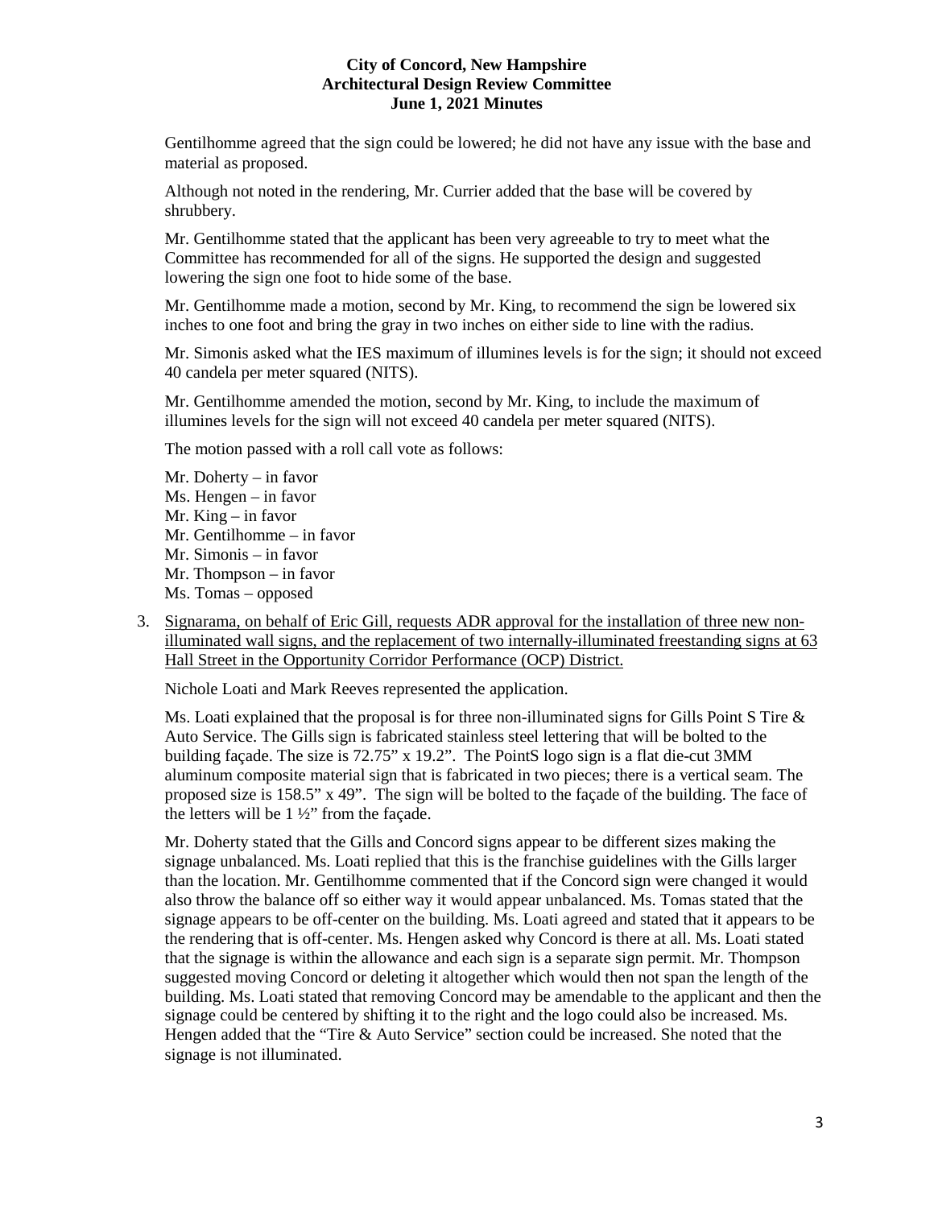Gentilhomme agreed that the sign could be lowered; he did not have any issue with the base and material as proposed.

Although not noted in the rendering, Mr. Currier added that the base will be covered by shrubbery.

Mr. Gentilhomme stated that the applicant has been very agreeable to try to meet what the Committee has recommended for all of the signs. He supported the design and suggested lowering the sign one foot to hide some of the base.

Mr. Gentilhomme made a motion, second by Mr. King, to recommend the sign be lowered six inches to one foot and bring the gray in two inches on either side to line with the radius.

Mr. Simonis asked what the IES maximum of illumines levels is for the sign; it should not exceed 40 candela per meter squared (NITS).

Mr. Gentilhomme amended the motion, second by Mr. King, to include the maximum of illumines levels for the sign will not exceed 40 candela per meter squared (NITS).

The motion passed with a roll call vote as follows:

Mr. Doherty – in favor  
Ms. Hengen – in favor  
Mr. King – in favor  
Mr. Gentilhomme – in favor  
Mr. Simonis – in favor  
Mr. Thompson – in favor  
Ms. Tomas – opposed

3. Signarama, on behalf of Eric Gill, requests ADR approval for the installation of three new non-illuminated wall signs, and the replacement of two internally-illuminated freestanding signs at 63 Hall Street in the Opportunity Corridor Performance (OCP) District.

   Nichole Loati and Mark Reeves represented the application.

   Ms. Loati explained that the proposal is for three non-illuminated signs for Gills Point S Tire & Auto Service. The Gills sign is fabricated stainless steel lettering that will be bolted to the building façade. The size is 72.75" x 19.2". The PointS logo sign is a flat die-cut 3MM aluminum composite material sign that is fabricated in two pieces; there is a vertical seam. The proposed size is 158.5" x 49". The sign will be bolted to the façade of the building. The face of the letters will be 1 ½" from the façade.

   Mr. Doherty stated that the Gills and Concord signs appear to be different sizes making the signage unbalanced. Ms. Loati replied that this is the franchise guidelines with the Gills larger than the location. Mr. Gentilhomme commented that if the Concord sign were changed it would also throw the balance off so either way it would appear unbalanced. Ms. Tomas stated that the signage appears to be off-center on the building. Ms. Loati agreed and stated that it appears to be the rendering that is off-center. Ms. Hengen asked why Concord is there at all. Ms. Loati stated that the signage is within the allowance and each sign is a separate sign permit. Mr. Thompson suggested moving Concord or deleting it altogether which would then not span the length of the building. Ms. Loati stated that removing Concord may be amendable to the applicant and then the signage could be centered by shifting it to the right and the logo could also be increased. Ms. Hengen added that the "Tire & Auto Service" section could be increased. She noted that the signage is not illuminated.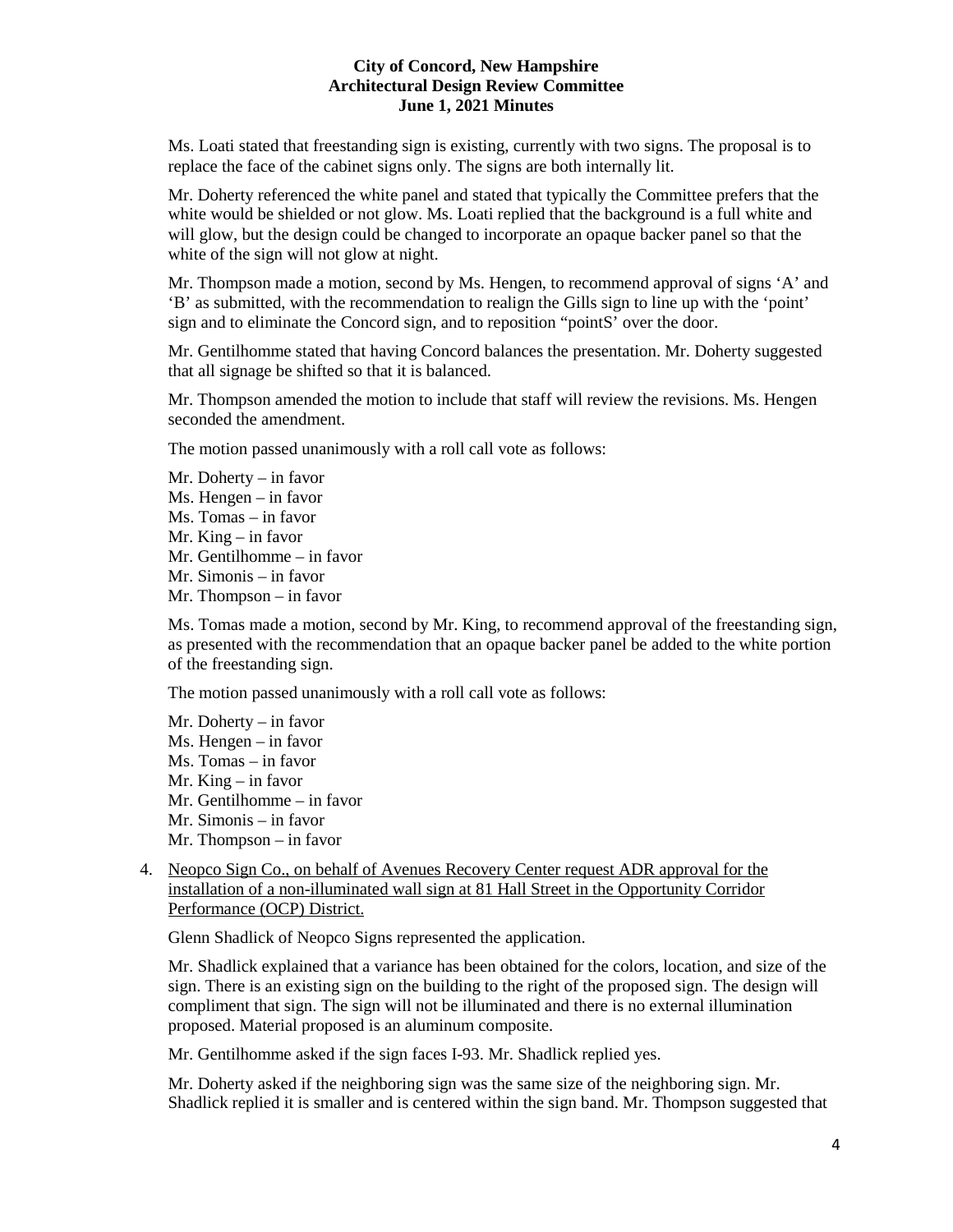Ms. Loati stated that freestanding sign is existing, currently with two signs. The proposal is to replace the face of the cabinet signs only. The signs are both internally lit.

Mr. Doherty referenced the white panel and stated that typically the Committee prefers that the white would be shielded or not glow. Ms. Loati replied that the background is a full white and will glow, but the design could be changed to incorporate an opaque backer panel so that the white of the sign will not glow at night.

Mr. Thompson made a motion, second by Ms. Hengen, to recommend approval of signs 'A' and 'B' as submitted, with the recommendation to realign the Gills sign to line up with the 'point' sign and to eliminate the Concord sign, and to reposition "pointS' over the door.

Mr. Gentilhomme stated that having Concord balances the presentation. Mr. Doherty suggested that all signage be shifted so that it is balanced.

Mr. Thompson amended the motion to include that staff will review the revisions. Ms. Hengen seconded the amendment.

The motion passed unanimously with a roll call vote as follows:

Mr. Doherty – in favor
Ms. Hengen – in favor
Ms. Tomas – in favor
Mr. King – in favor
Mr. Gentilhomme – in favor
Mr. Simonis – in favor
Mr. Thompson – in favor

Ms. Tomas made a motion, second by Mr. King, to recommend approval of the freestanding sign, as presented with the recommendation that an opaque backer panel be added to the white portion of the freestanding sign.

The motion passed unanimously with a roll call vote as follows:

Mr. Doherty – in favor
Ms. Hengen – in favor
Ms. Tomas – in favor
Mr. King – in favor
Mr. Gentilhomme – in favor
Mr. Simonis – in favor
Mr. Thompson – in favor

4. Neopco Sign Co., on behalf of Avenues Recovery Center request ADR approval for the installation of a non-illuminated wall sign at 81 Hall Street in the Opportunity Corridor Performance (OCP) District.

   Glenn Shadlick of Neopco Signs represented the application.

   Mr. Shadlick explained that a variance has been obtained for the colors, location, and size of the sign. There is an existing sign on the building to the right of the proposed sign. The design will compliment that sign. The sign will not be illuminated and there is no external illumination proposed. Material proposed is an aluminum composite.

   Mr. Gentilhomme asked if the sign faces I-93. Mr. Shadlick replied yes.

   Mr. Doherty asked if the neighboring sign was the same size of the neighboring sign. Mr. Shadlick replied it is smaller and is centered within the sign band. Mr. Thompson suggested that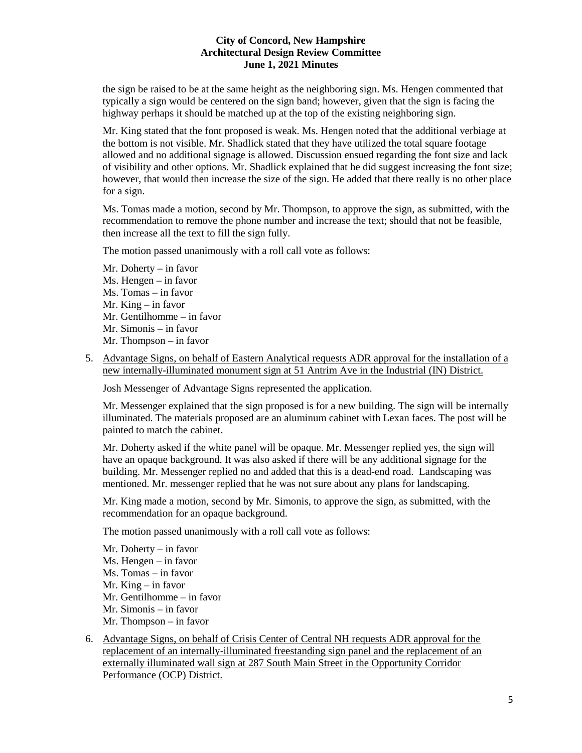the sign be raised to be at the same height as the neighboring sign. Ms. Hengen commented that typically a sign would be centered on the sign band; however, given that the sign is facing the highway perhaps it should be matched up at the top of the existing neighboring sign.

Mr. King stated that the font proposed is weak. Ms. Hengen noted that the additional verbiage at the bottom is not visible. Mr. Shadlick stated that they have utilized the total square footage allowed and no additional signage is allowed. Discussion ensued regarding the font size and lack of visibility and other options. Mr. Shadlick explained that he did suggest increasing the font size; however, that would then increase the size of the sign. He added that there really is no other place for a sign.

Ms. Tomas made a motion, second by Mr. Thompson, to approve the sign, as submitted, with the recommendation to remove the phone number and increase the text; should that not be feasible, then increase all the text to fill the sign fully.

The motion passed unanimously with a roll call vote as follows:

Mr. Doherty – in favor
Ms. Hengen – in favor
Ms. Tomas – in favor
Mr. King – in favor
Mr. Gentilhomme – in favor
Mr. Simonis – in favor
Mr. Thompson – in favor

5. Advantage Signs, on behalf of Eastern Analytical requests ADR approval for the installation of a new internally-illuminated monument sign at 51 Antrim Ave in the Industrial (IN) District.

   Josh Messenger of Advantage Signs represented the application.

   Mr. Messenger explained that the sign proposed is for a new building. The sign will be internally illuminated. The materials proposed are an aluminum cabinet with Lexan faces. The post will be painted to match the cabinet.

   Mr. Doherty asked if the white panel will be opaque. Mr. Messenger replied yes, the sign will have an opaque background. It was also asked if there will be any additional signage for the building. Mr. Messenger replied no and added that this is a dead-end road. Landscaping was mentioned. Mr. messenger replied that he was not sure about any plans for landscaping.

   Mr. King made a motion, second by Mr. Simonis, to approve the sign, as submitted, with the recommendation for an opaque background.

   The motion passed unanimously with a roll call vote as follows:

   Mr. Doherty – in favor
   Ms. Hengen – in favor
   Ms. Tomas – in favor
   Mr. King – in favor
   Mr. Gentilhomme – in favor
   Mr. Simonis – in favor
   Mr. Thompson – in favor

6. Advantage Signs, on behalf of Crisis Center of Central NH requests ADR approval for the replacement of an internally-illuminated freestanding sign panel and the replacement of an externally illuminated wall sign at 287 South Main Street in the Opportunity Corridor Performance (OCP) District.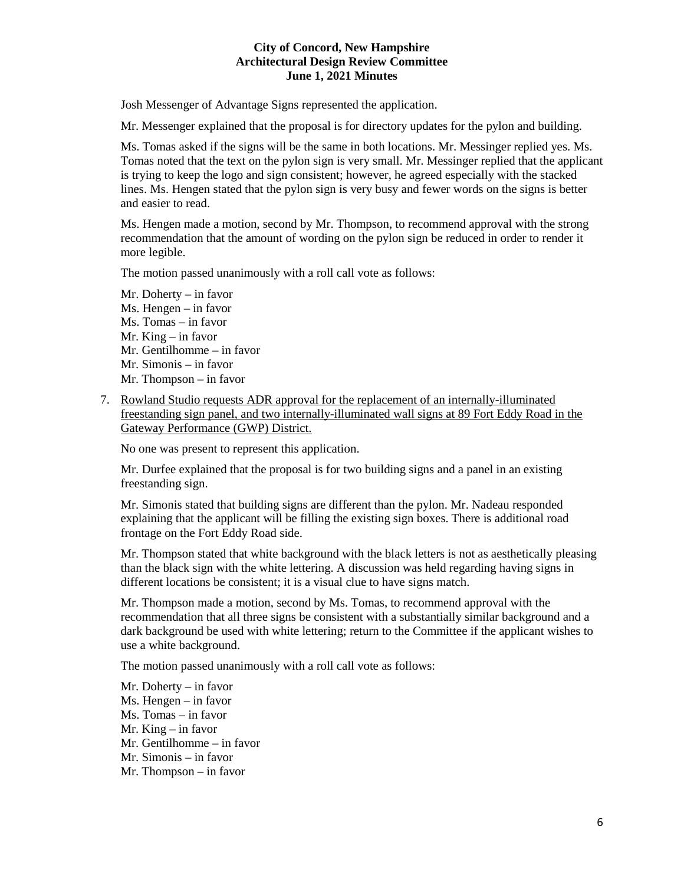Josh Messenger of Advantage Signs represented the application.

Mr. Messenger explained that the proposal is for directory updates for the pylon and building.

Ms. Tomas asked if the signs will be the same in both locations. Mr. Messinger replied yes. Ms. Tomas noted that the text on the pylon sign is very small. Mr. Messinger replied that the applicant is trying to keep the logo and sign consistent; however, he agreed especially with the stacked lines. Ms. Hengen stated that the pylon sign is very busy and fewer words on the signs is better and easier to read.

Ms. Hengen made a motion, second by Mr. Thompson, to recommend approval with the strong recommendation that the amount of wording on the pylon sign be reduced in order to render it more legible.

The motion passed unanimously with a roll call vote as follows:

Mr. Doherty – in favor
Ms. Hengen – in favor
Ms. Tomas – in favor
Mr. King – in favor
Mr. Gentilhomme – in favor
Mr. Simonis – in favor
Mr. Thompson – in favor

7. Rowland Studio requests ADR approval for the replacement of an internally-illuminated freestanding sign panel, and two internally-illuminated wall signs at 89 Fort Eddy Road in the Gateway Performance (GWP) District.

   No one was present to represent this application.

   Mr. Durfee explained that the proposal is for two building signs and a panel in an existing freestanding sign.

   Mr. Simonis stated that building signs are different than the pylon. Mr. Nadeau responded explaining that the applicant will be filling the existing sign boxes. There is additional road frontage on the Fort Eddy Road side.

   Mr. Thompson stated that white background with the black letters is not as aesthetically pleasing than the black sign with the white lettering. A discussion was held regarding having signs in different locations be consistent; it is a visual clue to have signs match.

   Mr. Thompson made a motion, second by Ms. Tomas, to recommend approval with the recommendation that all three signs be consistent with a substantially similar background and a dark background be used with white lettering; return to the Committee if the applicant wishes to use a white background.

   The motion passed unanimously with a roll call vote as follows:

   Mr. Doherty – in favor
   Ms. Hengen – in favor
   Ms. Tomas – in favor
   Mr. King – in favor
   Mr. Gentilhomme – in favor
   Mr. Simonis – in favor
   Mr. Thompson – in favor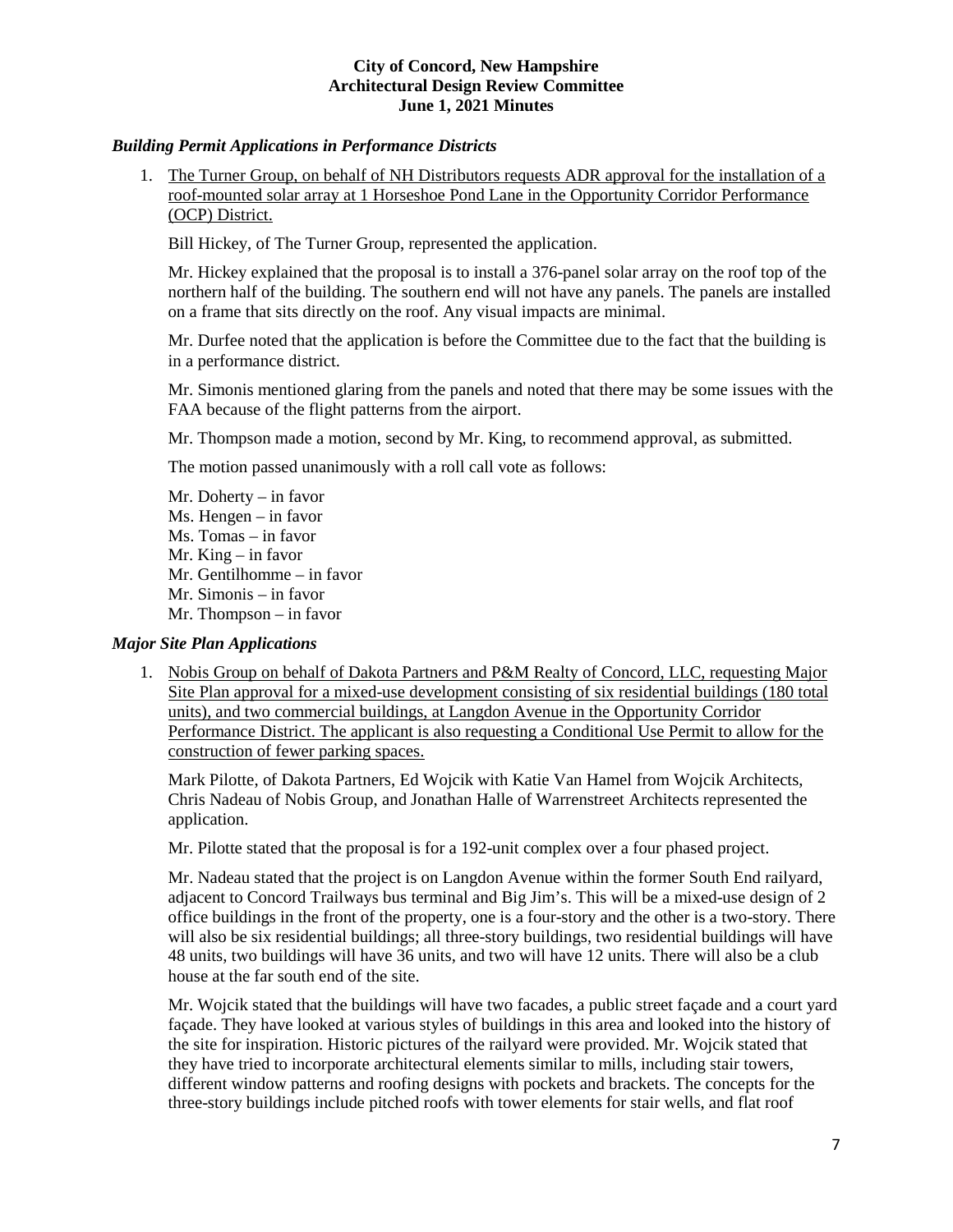# City of Concord, New Hampshire
## Architectural Design Review Committee
## June 1, 2021 Minutes

### *Building Permit Applications in Performance Districts*

1. <u>The Turner Group, on behalf of NH Distributors requests ADR approval for the installation of a roof-mounted solar array at 1 Horseshoe Pond Lane in the Opportunity Corridor Performance (OCP) District.</u>

   Bill Hickey, of The Turner Group, represented the application.

   Mr. Hickey explained that the proposal is to install a 376-panel solar array on the roof top of the northern half of the building. The southern end will not have any panels. The panels are installed on a frame that sits directly on the roof. Any visual impacts are minimal.

   Mr. Durfee noted that the application is before the Committee due to the fact that the building is in a performance district.

   Mr. Simonis mentioned glaring from the panels and noted that there may be some issues with the FAA because of the flight patterns from the airport.

   Mr. Thompson made a motion, second by Mr. King, to recommend approval, as submitted.

   The motion passed unanimously with a roll call vote as follows:

   Mr. Doherty – in favor
   Ms. Hengen – in favor
   Ms. Tomas – in favor
   Mr. King – in favor
   Mr. Gentilhomme – in favor
   Mr. Simonis – in favor
   Mr. Thompson – in favor

### *Major Site Plan Applications*

1. <u>Nobis Group on behalf of Dakota Partners and P&M Realty of Concord, LLC, requesting Major Site Plan approval for a mixed-use development consisting of six residential buildings (180 total units), and two commercial buildings, at Langdon Avenue in the Opportunity Corridor Performance District. The applicant is also requesting a Conditional Use Permit to allow for the construction of fewer parking spaces.</u>

   Mark Pilotte, of Dakota Partners, Ed Wojcik with Katie Van Hamel from Wojcik Architects, Chris Nadeau of Nobis Group, and Jonathan Halle of Warrenstreet Architects represented the application.

   Mr. Pilotte stated that the proposal is for a 192-unit complex over a four phased project.

   Mr. Nadeau stated that the project is on Langdon Avenue within the former South End railyard, adjacent to Concord Trailways bus terminal and Big Jim's. This will be a mixed-use design of 2 office buildings in the front of the property, one is a four-story and the other is a two-story. There will also be six residential buildings; all three-story buildings, two residential buildings will have 48 units, two buildings will have 36 units, and two will have 12 units. There will also be a club house at the far south end of the site.

   Mr. Wojcik stated that the buildings will have two facades, a public street façade and a court yard façade. They have looked at various styles of buildings in this area and looked into the history of the site for inspiration. Historic pictures of the railyard were provided. Mr. Wojcik stated that they have tried to incorporate architectural elements similar to mills, including stair towers, different window patterns and roofing designs with pockets and brackets. The concepts for the three-story buildings include pitched roofs with tower elements for stair wells, and flat roof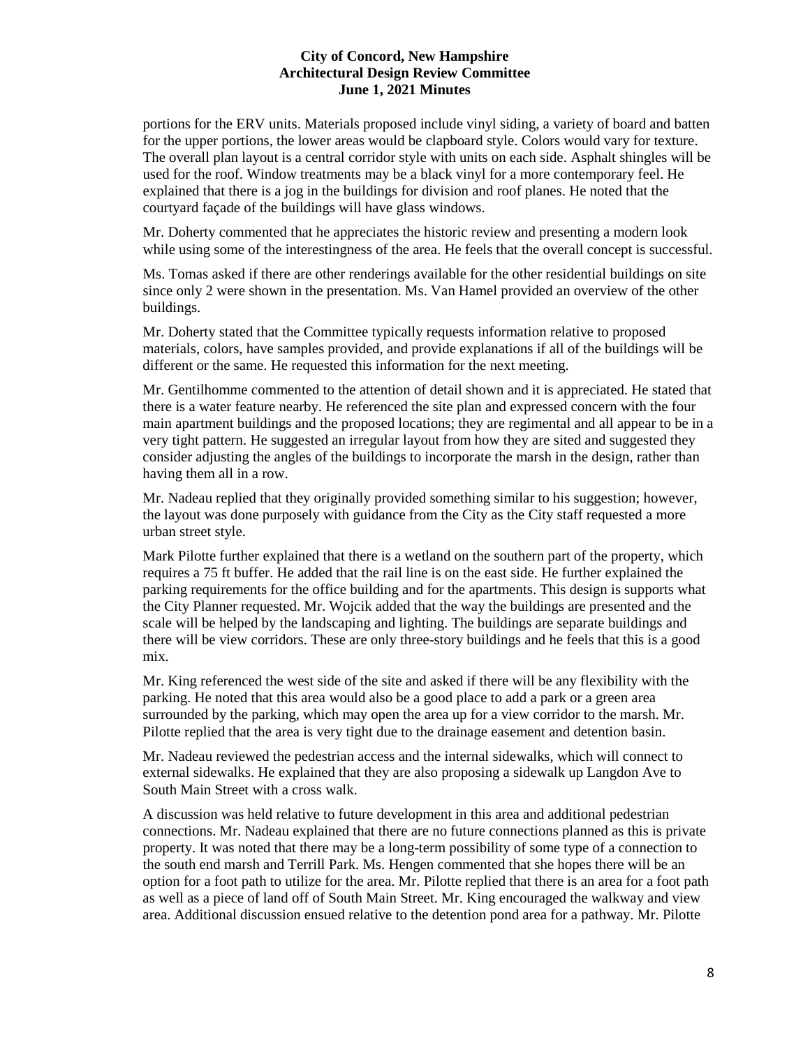portions for the ERV units. Materials proposed include vinyl siding, a variety of board and batten for the upper portions, the lower areas would be clapboard style. Colors would vary for texture. The overall plan layout is a central corridor style with units on each side. Asphalt shingles will be used for the roof. Window treatments may be a black vinyl for a more contemporary feel. He explained that there is a jog in the buildings for division and roof planes. He noted that the courtyard façade of the buildings will have glass windows.

Mr. Doherty commented that he appreciates the historic review and presenting a modern look while using some of the interestingness of the area. He feels that the overall concept is successful.

Ms. Tomas asked if there are other renderings available for the other residential buildings on site since only 2 were shown in the presentation. Ms. Van Hamel provided an overview of the other buildings.

Mr. Doherty stated that the Committee typically requests information relative to proposed materials, colors, have samples provided, and provide explanations if all of the buildings will be different or the same. He requested this information for the next meeting.

Mr. Gentilhomme commented to the attention of detail shown and it is appreciated. He stated that there is a water feature nearby. He referenced the site plan and expressed concern with the four main apartment buildings and the proposed locations; they are regimental and all appear to be in a very tight pattern. He suggested an irregular layout from how they are sited and suggested they consider adjusting the angles of the buildings to incorporate the marsh in the design, rather than having them all in a row.

Mr. Nadeau replied that they originally provided something similar to his suggestion; however, the layout was done purposely with guidance from the City as the City staff requested a more urban street style.

Mark Pilotte further explained that there is a wetland on the southern part of the property, which requires a 75 ft buffer. He added that the rail line is on the east side. He further explained the parking requirements for the office building and for the apartments. This design is supports what the City Planner requested. Mr. Wojcik added that the way the buildings are presented and the scale will be helped by the landscaping and lighting. The buildings are separate buildings and there will be view corridors. These are only three-story buildings and he feels that this is a good mix.

Mr. King referenced the west side of the site and asked if there will be any flexibility with the parking. He noted that this area would also be a good place to add a park or a green area surrounded by the parking, which may open the area up for a view corridor to the marsh. Mr. Pilotte replied that the area is very tight due to the drainage easement and detention basin.

Mr. Nadeau reviewed the pedestrian access and the internal sidewalks, which will connect to external sidewalks. He explained that they are also proposing a sidewalk up Langdon Ave to South Main Street with a cross walk.

A discussion was held relative to future development in this area and additional pedestrian connections. Mr. Nadeau explained that there are no future connections planned as this is private property. It was noted that there may be a long-term possibility of some type of a connection to the south end marsh and Terrill Park. Ms. Hengen commented that she hopes there will be an option for a foot path to utilize for the area. Mr. Pilotte replied that there is an area for a foot path as well as a piece of land off of South Main Street. Mr. King encouraged the walkway and view area. Additional discussion ensued relative to the detention pond area for a pathway. Mr. Pilotte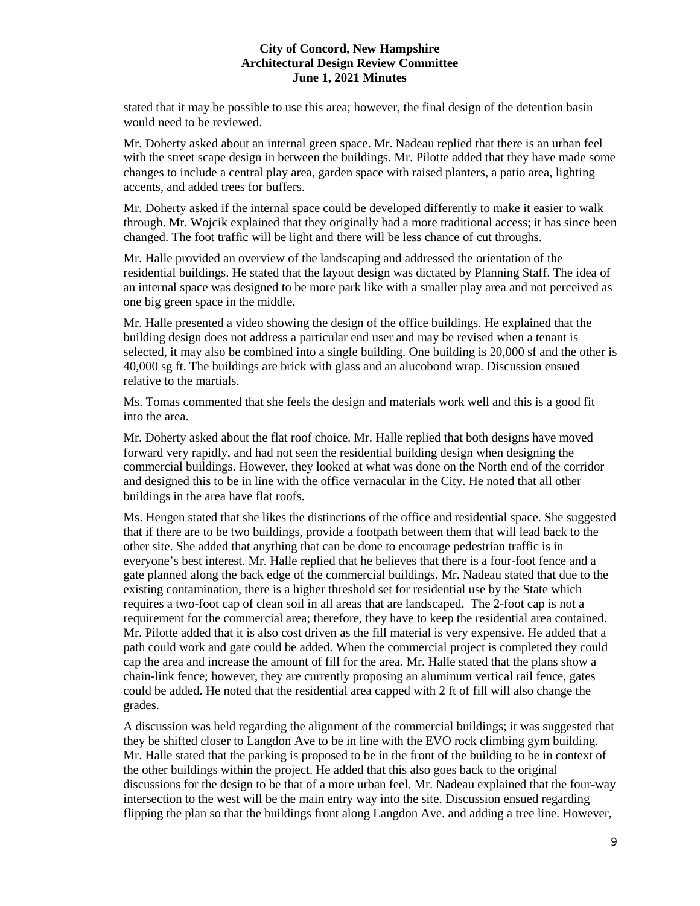stated that it may be possible to use this area; however, the final design of the detention basin would need to be reviewed.

Mr. Doherty asked about an internal green space. Mr. Nadeau replied that there is an urban feel with the street scape design in between the buildings. Mr. Pilotte added that they have made some changes to include a central play area, garden space with raised planters, a patio area, lighting accents, and added trees for buffers.

Mr. Doherty asked if the internal space could be developed differently to make it easier to walk through. Mr. Wojcik explained that they originally had a more traditional access; it has since been changed. The foot traffic will be light and there will be less chance of cut throughs.

Mr. Halle provided an overview of the landscaping and addressed the orientation of the residential buildings. He stated that the layout design was dictated by Planning Staff. The idea of an internal space was designed to be more park like with a smaller play area and not perceived as one big green space in the middle.

Mr. Halle presented a video showing the design of the office buildings. He explained that the building design does not address a particular end user and may be revised when a tenant is selected, it may also be combined into a single building. One building is 20,000 sf and the other is 40,000 sg ft. The buildings are brick with glass and an alucobond wrap. Discussion ensued relative to the martials.

Ms. Tomas commented that she feels the design and materials work well and this is a good fit into the area.

Mr. Doherty asked about the flat roof choice. Mr. Halle replied that both designs have moved forward very rapidly, and had not seen the residential building design when designing the commercial buildings. However, they looked at what was done on the North end of the corridor and designed this to be in line with the office vernacular in the City. He noted that all other buildings in the area have flat roofs.

Ms. Hengen stated that she likes the distinctions of the office and residential space. She suggested that if there are to be two buildings, provide a footpath between them that will lead back to the other site. She added that anything that can be done to encourage pedestrian traffic is in everyone's best interest. Mr. Halle replied that he believes that there is a four-foot fence and a gate planned along the back edge of the commercial buildings. Mr. Nadeau stated that due to the existing contamination, there is a higher threshold set for residential use by the State which requires a two-foot cap of clean soil in all areas that are landscaped. The 2-foot cap is not a requirement for the commercial area; therefore, they have to keep the residential area contained. Mr. Pilotte added that it is also cost driven as the fill material is very expensive. He added that a path could work and gate could be added. When the commercial project is completed they could cap the area and increase the amount of fill for the area. Mr. Halle stated that the plans show a chain-link fence; however, they are currently proposing an aluminum vertical rail fence, gates could be added. He noted that the residential area capped with 2 ft of fill will also change the grades.

A discussion was held regarding the alignment of the commercial buildings; it was suggested that they be shifted closer to Langdon Ave to be in line with the EVO rock climbing gym building. Mr. Halle stated that the parking is proposed to be in the front of the building to be in context of the other buildings within the project. He added that this also goes back to the original discussions for the design to be that of a more urban feel. Mr. Nadeau explained that the four-way intersection to the west will be the main entry way into the site. Discussion ensued regarding flipping the plan so that the buildings front along Langdon Ave. and adding a tree line. However,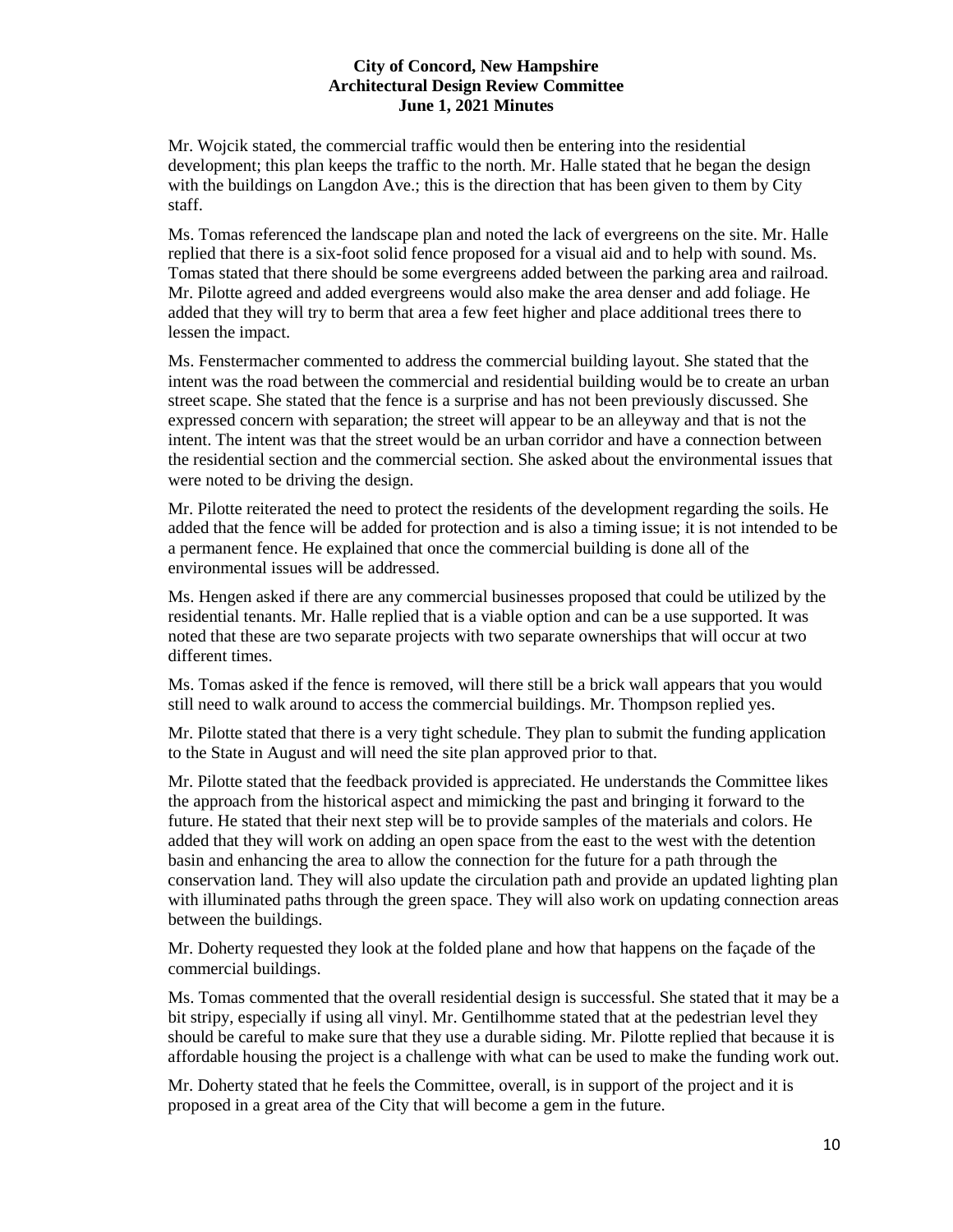Mr. Wojcik stated, the commercial traffic would then be entering into the residential development; this plan keeps the traffic to the north. Mr. Halle stated that he began the design with the buildings on Langdon Ave.; this is the direction that has been given to them by City staff.

Ms. Tomas referenced the landscape plan and noted the lack of evergreens on the site. Mr. Halle replied that there is a six-foot solid fence proposed for a visual aid and to help with sound. Ms. Tomas stated that there should be some evergreens added between the parking area and railroad. Mr. Pilotte agreed and added evergreens would also make the area denser and add foliage. He added that they will try to berm that area a few feet higher and place additional trees there to lessen the impact.

Ms. Fenstermacher commented to address the commercial building layout. She stated that the intent was the road between the commercial and residential building would be to create an urban street scape. She stated that the fence is a surprise and has not been previously discussed. She expressed concern with separation; the street will appear to be an alleyway and that is not the intent. The intent was that the street would be an urban corridor and have a connection between the residential section and the commercial section. She asked about the environmental issues that were noted to be driving the design.

Mr. Pilotte reiterated the need to protect the residents of the development regarding the soils. He added that the fence will be added for protection and is also a timing issue; it is not intended to be a permanent fence. He explained that once the commercial building is done all of the environmental issues will be addressed.

Ms. Hengen asked if there are any commercial businesses proposed that could be utilized by the residential tenants. Mr. Halle replied that is a viable option and can be a use supported. It was noted that these are two separate projects with two separate ownerships that will occur at two different times.

Ms. Tomas asked if the fence is removed, will there still be a brick wall appears that you would still need to walk around to access the commercial buildings. Mr. Thompson replied yes.

Mr. Pilotte stated that there is a very tight schedule. They plan to submit the funding application to the State in August and will need the site plan approved prior to that.

Mr. Pilotte stated that the feedback provided is appreciated. He understands the Committee likes the approach from the historical aspect and mimicking the past and bringing it forward to the future. He stated that their next step will be to provide samples of the materials and colors. He added that they will work on adding an open space from the east to the west with the detention basin and enhancing the area to allow the connection for the future for a path through the conservation land. They will also update the circulation path and provide an updated lighting plan with illuminated paths through the green space. They will also work on updating connection areas between the buildings.

Mr. Doherty requested they look at the folded plane and how that happens on the façade of the commercial buildings.

Ms. Tomas commented that the overall residential design is successful. She stated that it may be a bit stripy, especially if using all vinyl. Mr. Gentilhomme stated that at the pedestrian level they should be careful to make sure that they use a durable siding. Mr. Pilotte replied that because it is affordable housing the project is a challenge with what can be used to make the funding work out.

Mr. Doherty stated that he feels the Committee, overall, is in support of the project and it is proposed in a great area of the City that will become a gem in the future.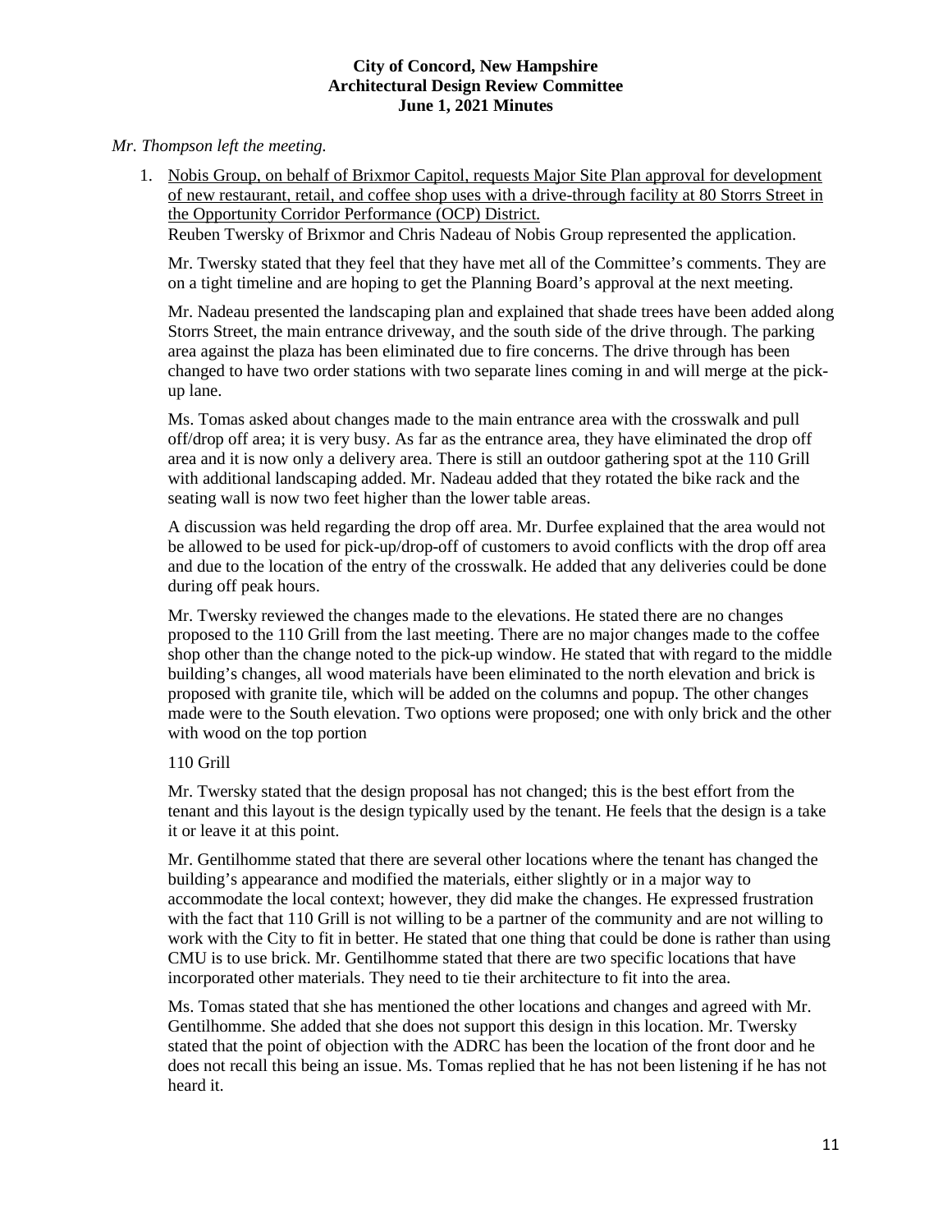*Mr. Thompson left the meeting.*

1. Nobis Group, on behalf of Brixmor Capitol, requests Major Site Plan approval for development of new restaurant, retail, and coffee shop uses with a drive-through facility at 80 Storrs Street in the Opportunity Corridor Performance (OCP) District.
   Reuben Twersky of Brixmor and Chris Nadeau of Nobis Group represented the application.

   Mr. Twersky stated that they feel that they have met all of the Committee's comments. They are on a tight timeline and are hoping to get the Planning Board's approval at the next meeting.

   Mr. Nadeau presented the landscaping plan and explained that shade trees have been added along Storrs Street, the main entrance driveway, and the south side of the drive through. The parking area against the plaza has been eliminated due to fire concerns. The drive through has been changed to have two order stations with two separate lines coming in and will merge at the pick-up lane.

   Ms. Tomas asked about changes made to the main entrance area with the crosswalk and pull off/drop off area; it is very busy. As far as the entrance area, they have eliminated the drop off area and it is now only a delivery area. There is still an outdoor gathering spot at the 110 Grill with additional landscaping added. Mr. Nadeau added that they rotated the bike rack and the seating wall is now two feet higher than the lower table areas.

   A discussion was held regarding the drop off area. Mr. Durfee explained that the area would not be allowed to be used for pick-up/drop-off of customers to avoid conflicts with the drop off area and due to the location of the entry of the crosswalk. He added that any deliveries could be done during off peak hours.

   Mr. Twersky reviewed the changes made to the elevations. He stated there are no changes proposed to the 110 Grill from the last meeting. There are no major changes made to the coffee shop other than the change noted to the pick-up window. He stated that with regard to the middle building's changes, all wood materials have been eliminated to the north elevation and brick is proposed with granite tile, which will be added on the columns and popup. The other changes made were to the South elevation. Two options were proposed; one with only brick and the other with wood on the top portion

   110 Grill

   Mr. Twersky stated that the design proposal has not changed; this is the best effort from the tenant and this layout is the design typically used by the tenant. He feels that the design is a take it or leave it at this point.

   Mr. Gentilhomme stated that there are several other locations where the tenant has changed the building's appearance and modified the materials, either slightly or in a major way to accommodate the local context; however, they did make the changes. He expressed frustration with the fact that 110 Grill is not willing to be a partner of the community and are not willing to work with the City to fit in better. He stated that one thing that could be done is rather than using CMU is to use brick. Mr. Gentilhomme stated that there are two specific locations that have incorporated other materials. They need to tie their architecture to fit into the area.

   Ms. Tomas stated that she has mentioned the other locations and changes and agreed with Mr. Gentilhomme. She added that she does not support this design in this location. Mr. Twersky stated that the point of objection with the ADRC has been the location of the front door and he does not recall this being an issue. Ms. Tomas replied that he has not been listening if he has not heard it.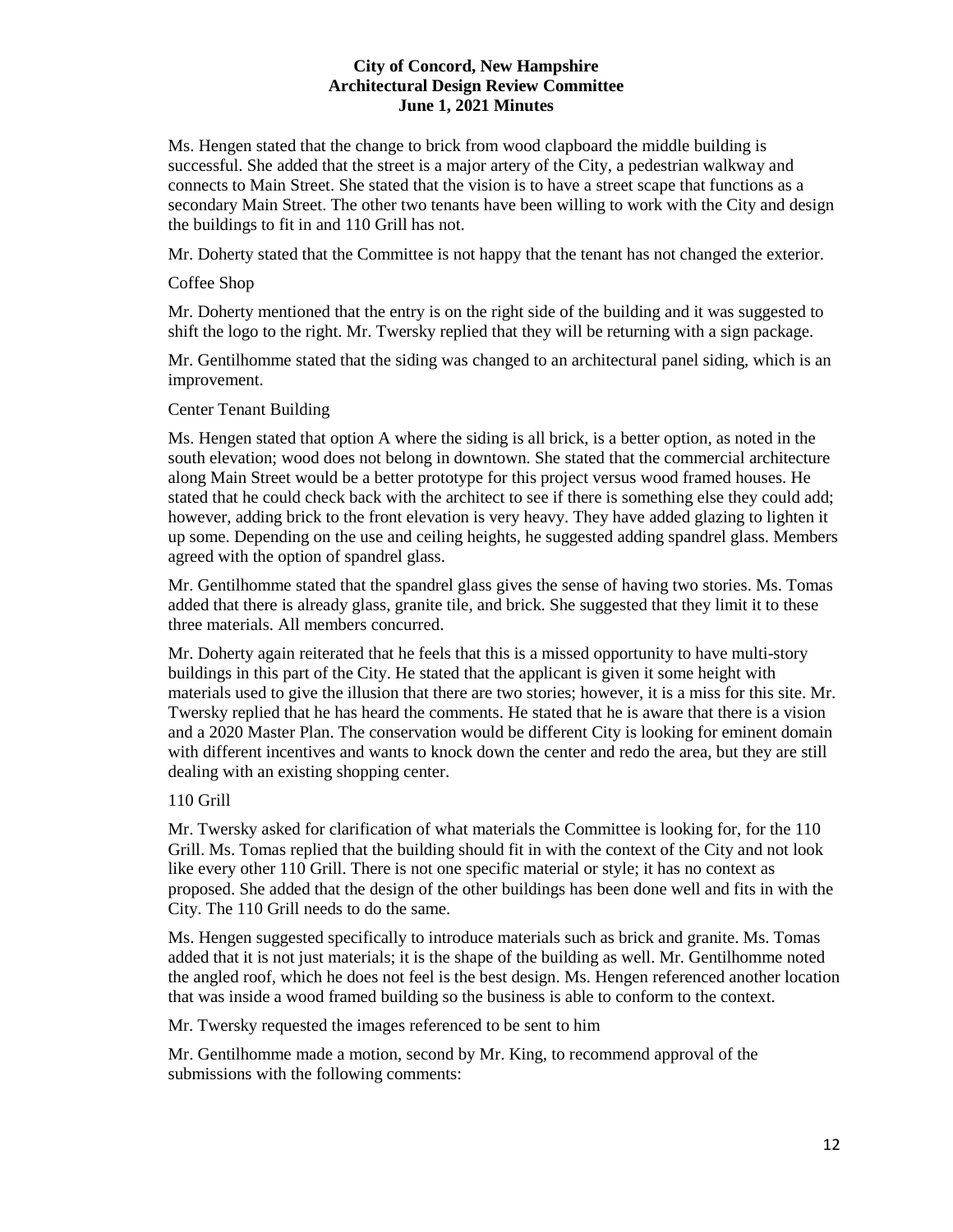Ms. Hengen stated that the change to brick from wood clapboard the middle building is successful. She added that the street is a major artery of the City, a pedestrian walkway and connects to Main Street. She stated that the vision is to have a street scape that functions as a secondary Main Street. The other two tenants have been willing to work with the City and design the buildings to fit in and 110 Grill has not.

Mr. Doherty stated that the Committee is not happy that the tenant has not changed the exterior.

Coffee Shop

Mr. Doherty mentioned that the entry is on the right side of the building and it was suggested to shift the logo to the right. Mr. Twersky replied that they will be returning with a sign package.

Mr. Gentilhomme stated that the siding was changed to an architectural panel siding, which is an improvement.

Center Tenant Building

Ms. Hengen stated that option A where the siding is all brick, is a better option, as noted in the south elevation; wood does not belong in downtown. She stated that the commercial architecture along Main Street would be a better prototype for this project versus wood framed houses. He stated that he could check back with the architect to see if there is something else they could add; however, adding brick to the front elevation is very heavy. They have added glazing to lighten it up some. Depending on the use and ceiling heights, he suggested adding spandrel glass. Members agreed with the option of spandrel glass.

Mr. Gentilhomme stated that the spandrel glass gives the sense of having two stories. Ms. Tomas added that there is already glass, granite tile, and brick. She suggested that they limit it to these three materials. All members concurred.

Mr. Doherty again reiterated that he feels that this is a missed opportunity to have multi-story buildings in this part of the City. He stated that the applicant is given it some height with materials used to give the illusion that there are two stories; however, it is a miss for this site. Mr. Twersky replied that he has heard the comments. He stated that he is aware that there is a vision and a 2020 Master Plan. The conservation would be different City is looking for eminent domain with different incentives and wants to knock down the center and redo the area, but they are still dealing with an existing shopping center.

110 Grill

Mr. Twersky asked for clarification of what materials the Committee is looking for, for the 110 Grill. Ms. Tomas replied that the building should fit in with the context of the City and not look like every other 110 Grill. There is not one specific material or style; it has no context as proposed. She added that the design of the other buildings has been done well and fits in with the City. The 110 Grill needs to do the same.

Ms. Hengen suggested specifically to introduce materials such as brick and granite. Ms. Tomas added that it is not just materials; it is the shape of the building as well. Mr. Gentilhomme noted the angled roof, which he does not feel is the best design. Ms. Hengen referenced another location that was inside a wood framed building so the business is able to conform to the context.

Mr. Twersky requested the images referenced to be sent to him

Mr. Gentilhomme made a motion, second by Mr. King, to recommend approval of the submissions with the following comments: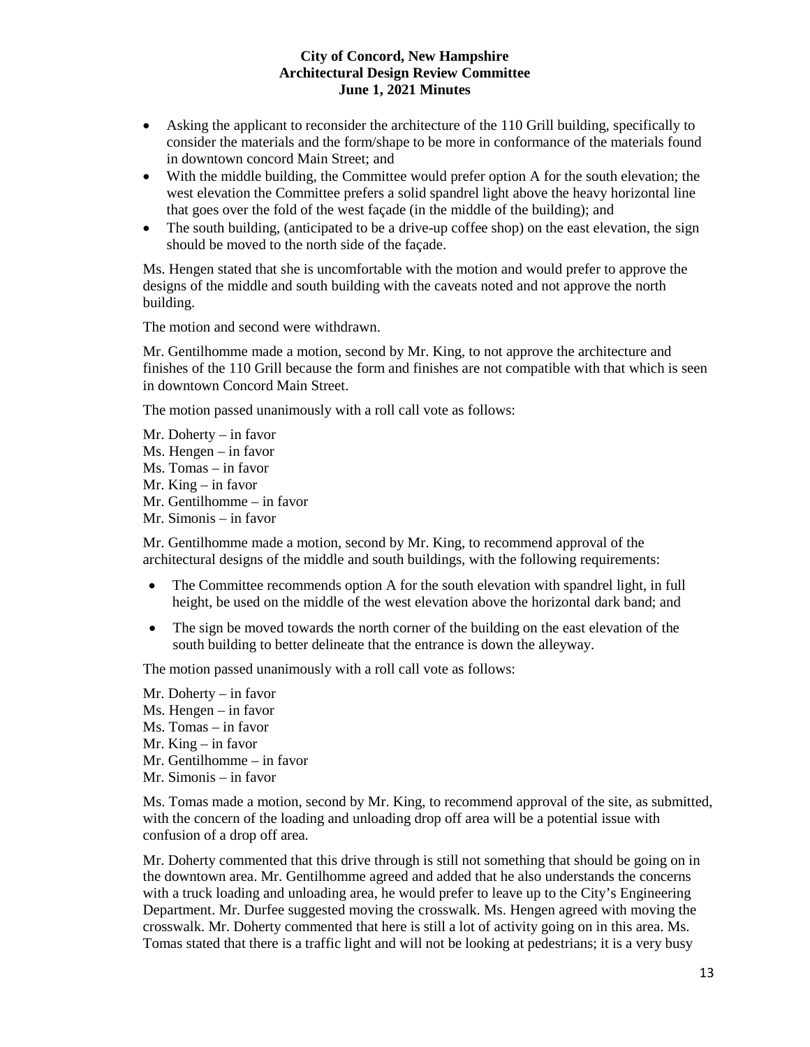- Asking the applicant to reconsider the architecture of the 110 Grill building, specifically to consider the materials and the form/shape to be more in conformance of the materials found in downtown concord Main Street;  and
- With the middle building, the Committee would prefer option A for the south elevation; the west elevation the Committee prefers a solid spandrel light above the heavy horizontal line that goes over the fold of the west façade (in the middle of the building); and
- The south building, (anticipated to be a drive-up coffee shop) on the east elevation, the sign should be moved to the north side of the façade.

Ms. Hengen stated that she is uncomfortable with the motion and would prefer to approve the designs of the middle and south building with the caveats noted and not approve the north building.

The motion and second were withdrawn.

Mr. Gentilhomme made a motion, second by Mr. King, to not approve the architecture and finishes of the 110 Grill because the form and finishes are not compatible with that which is seen in downtown Concord Main Street.

The motion passed unanimously with a roll call vote as follows:

Mr. Doherty – in favor
Ms. Hengen – in favor
Ms. Tomas – in favor
Mr. King – in favor
Mr. Gentilhomme – in favor
Mr. Simonis – in favor

Mr. Gentilhomme made a motion, second by Mr. King, to recommend approval of the architectural designs of the middle and south buildings, with the following requirements:

- The Committee recommends option A for the south elevation with spandrel light, in full height, be used on the middle of the west elevation above the horizontal dark band; and
- The sign be moved towards the north corner of the building on the east elevation of the south building to better delineate that the entrance is down the alleyway.

The motion passed unanimously with a roll call vote as follows:

Mr. Doherty – in favor
Ms. Hengen – in favor
Ms. Tomas – in favor
Mr. King – in favor
Mr. Gentilhomme – in favor
Mr. Simonis – in favor

Ms. Tomas made a motion, second by Mr. King, to recommend approval of the site, as submitted, with the concern of the loading and unloading drop off area will be a potential issue with confusion of a drop off area.

Mr. Doherty commented that this drive through is still not something that should be going on in the downtown area. Mr. Gentilhomme agreed and added that he also understands the concerns with a truck loading and unloading area, he would prefer to leave up to the City's Engineering Department. Mr. Durfee suggested moving the crosswalk. Ms. Hengen agreed with moving the crosswalk. Mr. Doherty commented that here is still a lot of activity going on in this area. Ms. Tomas stated that there is a traffic light and will not be looking at pedestrians; it is a very busy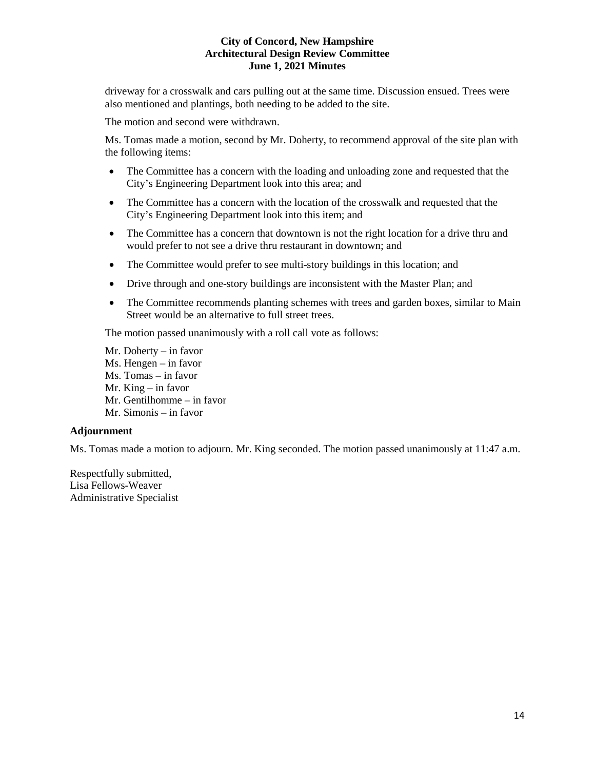driveway for a crosswalk and cars pulling out at the same time. Discussion ensued. Trees were also mentioned and plantings, both needing to be added to the site.

The motion and second were withdrawn.

Ms. Tomas made a motion, second by Mr. Doherty, to recommend approval of the site plan with the following items:

- The Committee has a concern with the loading and unloading zone and requested that the City's Engineering Department look into this area; and
- The Committee has a concern with the location of the crosswalk and requested that the City's Engineering Department look into this item; and
- The Committee has a concern that downtown is not the right location for a drive thru and would prefer to not see a drive thru restaurant in downtown; and
- The Committee would prefer to see multi-story buildings in this location; and
- Drive through and one-story buildings are inconsistent with the Master Plan; and
- The Committee recommends planting schemes with trees and garden boxes, similar to Main Street would be an alternative to full street trees.

The motion passed unanimously with a roll call vote as follows:

Mr. Doherty – in favor
Ms. Hengen – in favor
Ms. Tomas – in favor
Mr. King – in favor
Mr. Gentilhomme – in favor
Mr. Simonis – in favor

## Adjournment

Ms. Tomas made a motion to adjourn. Mr. King seconded. The motion passed unanimously at 11:47 a.m.

Respectfully submitted,
Lisa Fellows-Weaver
Administrative Specialist